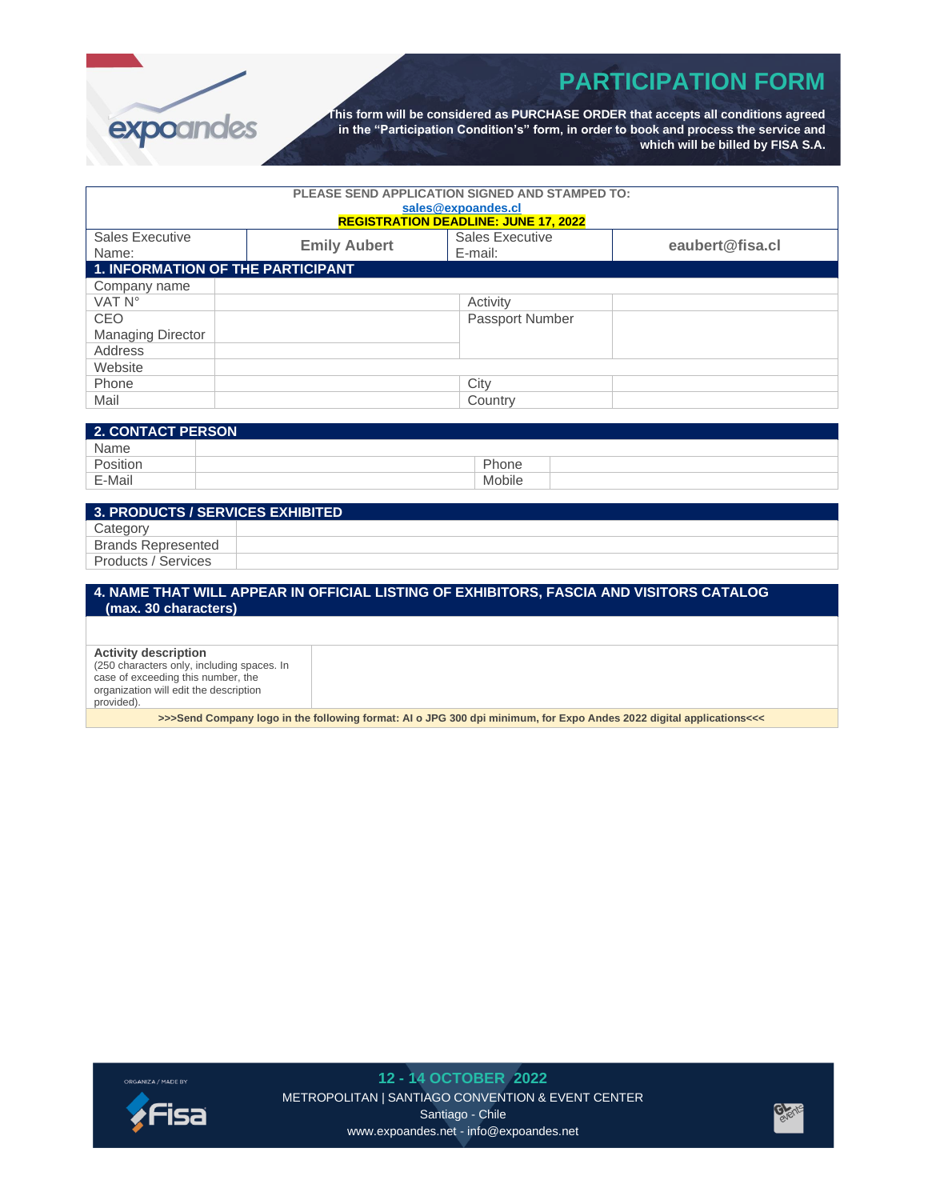# PARTICIPATION FORM

**This form will be considered as PURCHASE ORDER that accepts all conditions agreed in the "Participation Condition's" form, in order to book and process the service and which will be billed by FISA S.A.**

**PLEASE SEND APPLICATION SIGNED AND STAMPED TO:**
**sales@expoandes.cl**
**REGISTRATION DEADLINE: JUNE 17, 2022**

| | | | |
|---|---|---|---|
| Sales Executive Name: | **Emily Aubert** | Sales Executive E-mail: | **eaubert@fisa.cl** |

## 1. INFORMATION OF THE PARTICIPANT

| | | | |
|---|---|---|---|
| Company name | | | |
| VAT N° | | Activity | |
| CEO Managing Director | | Passport Number | |
| Address | | | |
| Website | | | |
| Phone | | City | |
| Mail | | Country | |

## 2. CONTACT PERSON

| | | | |
|---|---|---|---|
| Name | | | |
| Position | | Phone | |
| E-Mail | | Mobile | |

## 3. PRODUCTS / SERVICES EXHIBITED

| | |
|---|---|
| Category | |
| Brands Represented | |
| Products / Services | |

## 4. NAME THAT WILL APPEAR IN OFFICIAL LISTING OF EXHIBITORS, FASCIA AND VISITORS CATALOG (max. 30 characters)

| | |
|---|---|
| | |
| **Activity description** (250 characters only, including spaces. In case of exceeding this number, the organization will edit the description provided). | |

**>>>Send Company logo in the following format: AI o JPG 300 dpi minimum, for Expo Andes 2022 digital applications<<<**

ORGANIZA / MADE BY Fisa

**12 - 14 OCTOBER 2022**
METROPOLITAN | SANTIAGO CONVENTION & EVENT CENTER
Santiago - Chile
www.expoandes.net - info@expoandes.net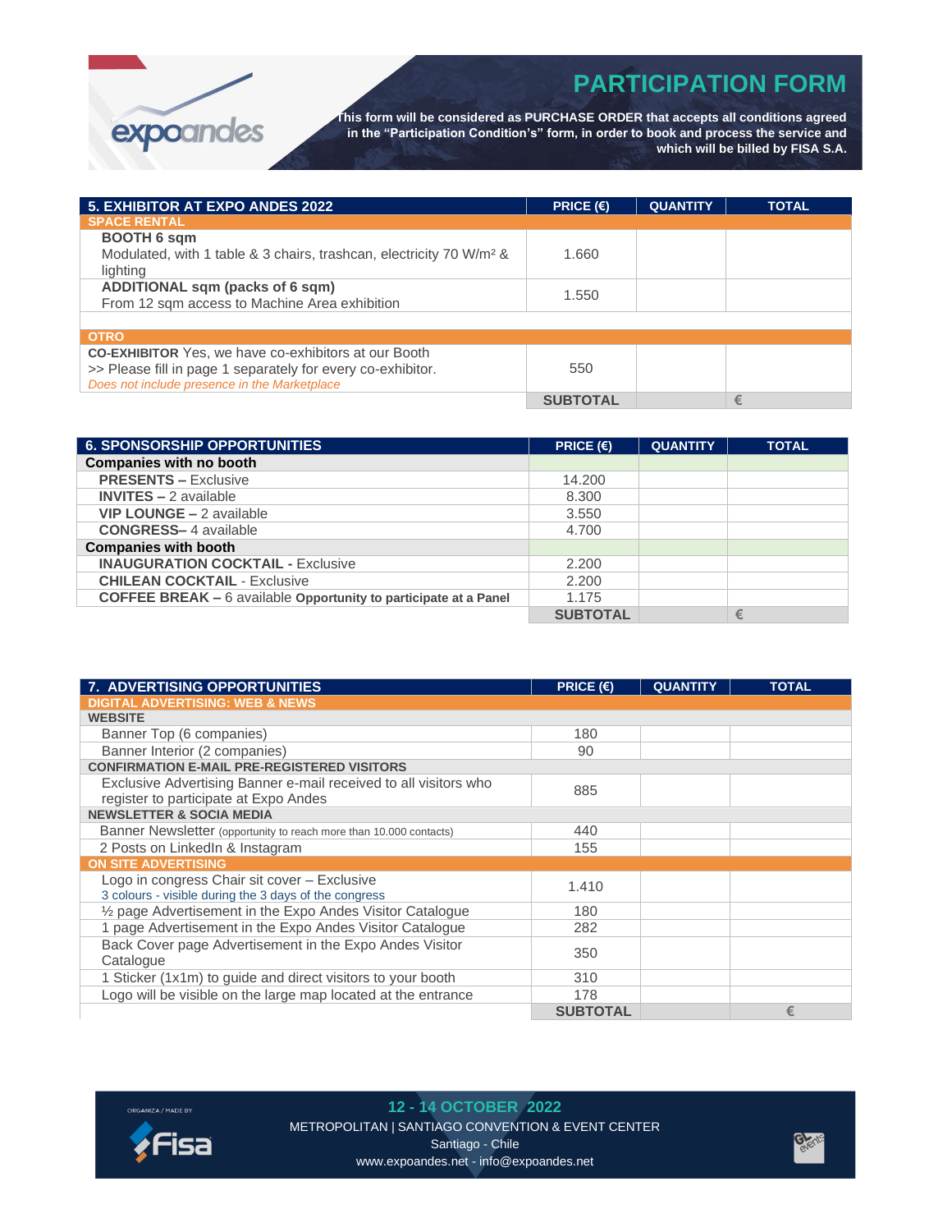# PARTICIPATION FORM

**This form will be considered as PURCHASE ORDER that accepts all conditions agreed in the "Participation Condition's" form, in order to book and process the service and which will be billed by FISA S.A.**

| 5. EXHIBITOR AT EXPO ANDES 2022 | PRICE (€) | QUANTITY | TOTAL |
|---|---|---|---|
| **SPACE RENTAL** | | | |
| **BOOTH 6 sqm** Modulated, with 1 table & 3 chairs, trashcan, electricity 70 W/m² & lighting | 1.660 | | |
| **ADDITIONAL sqm (packs of 6 sqm)** From 12 sqm access to Machine Area exhibition | 1.550 | | |
| | | | |
| **OTRO** | | | |
| **CO-EXHIBITOR** Yes, we have co-exhibitors at our Booth >> Please fill in page 1 separately for every co-exhibitor. *Does not include presence in the Marketplace* | 550 | | |
| | **SUBTOTAL** | | € |

| 6. SPONSORSHIP OPPORTUNITIES | PRICE (€) | QUANTITY | TOTAL |
|---|---|---|---|
| **Companies with no booth** | | | |
| **PRESENTS –** Exclusive | 14.200 | | |
| **INVITES –** 2 available | 8.300 | | |
| **VIP LOUNGE –** 2 available | 3.550 | | |
| **CONGRESS–** 4 available | 4.700 | | |
| **Companies with booth** | | | |
| **INAUGURATION COCKTAIL -** Exclusive | 2.200 | | |
| **CHILEAN COCKTAIL** - Exclusive | 2.200 | | |
| **COFFEE BREAK –** 6 available **Opportunity to participate at a Panel** | 1.175 | | |
| | **SUBTOTAL** | | € |

| 7. ADVERTISING OPPORTUNITIES | PRICE (€) | QUANTITY | TOTAL |
|---|---|---|---|
| **DIGITAL ADVERTISING: WEB & NEWS** | | | |
| **WEBSITE** | | | |
| Banner Top (6 companies) | 180 | | |
| Banner Interior (2 companies) | 90 | | |
| **CONFIRMATION E-MAIL PRE-REGISTERED VISITORS** | | | |
| Exclusive Advertising Banner e-mail received to all visitors who register to participate at Expo Andes | 885 | | |
| **NEWSLETTER & SOCIA MEDIA** | | | |
| Banner Newsletter (opportunity to reach more than 10.000 contacts) | 440 | | |
| 2 Posts on LinkedIn & Instagram | 155 | | |
| **ON SITE ADVERTISING** | | | |
| Logo in congress Chair sit cover – Exclusive 3 colours - visible during the 3 days of the congress | 1.410 | | |
| ½ page Advertisement in the Expo Andes Visitor Catalogue | 180 | | |
| 1 page Advertisement in the Expo Andes Visitor Catalogue | 282 | | |
| Back Cover page Advertisement in the Expo Andes Visitor Catalogue | 350 | | |
| 1 Sticker (1x1m) to guide and direct visitors to your booth | 310 | | |
| Logo will be visible on the large map located at the entrance | 178 | | |
| | **SUBTOTAL** | | € |

ORGANIZA / MADE BY Fisa

**12 - 14 OCTOBER 2022**
METROPOLITAN | SANTIAGO CONVENTION & EVENT CENTER
Santiago - Chile
www.expoandes.net - info@expoandes.net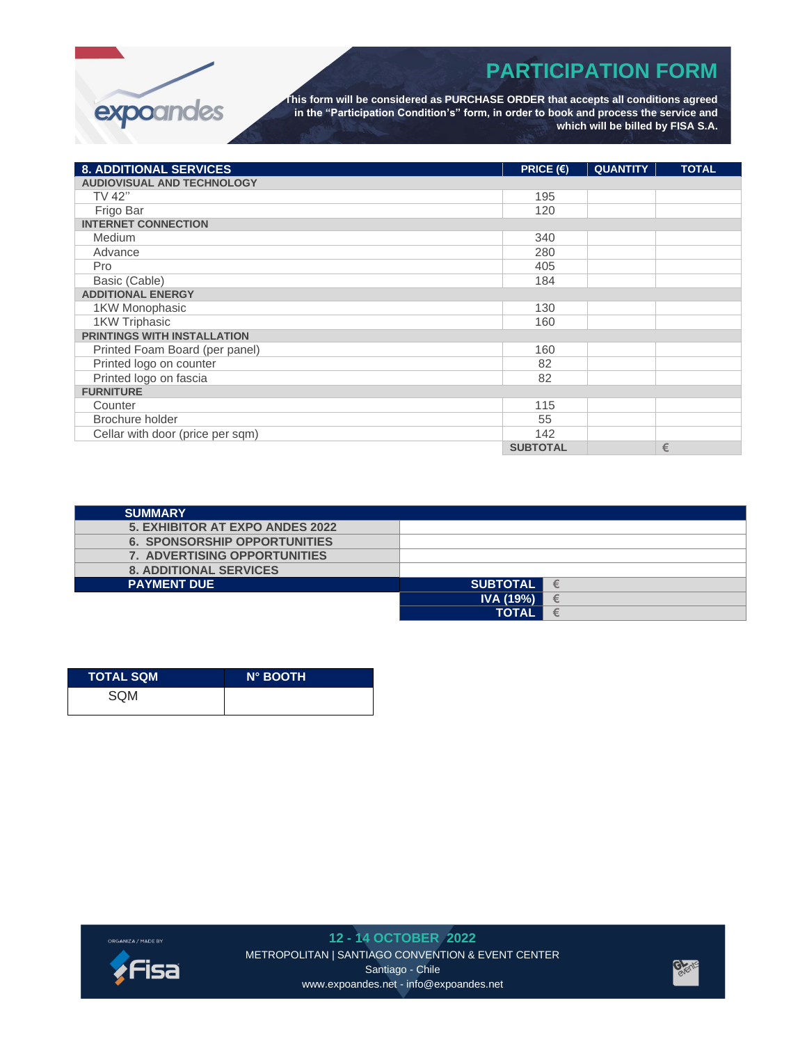# PARTICIPATION FORM

**This form will be considered as PURCHASE ORDER that accepts all conditions agreed in the "Participation Condition's" form, in order to book and process the service and which will be billed by FISA S.A.**

| 8. ADDITIONAL SERVICES | PRICE (€) | QUANTITY | TOTAL |
|---|---|---|---|
| **AUDIOVISUAL AND TECHNOLOGY** | | | |
| TV 42'' | 195 | | |
| Frigo Bar | 120 | | |
| **INTERNET CONNECTION** | | | |
| Medium | 340 | | |
| Advance | 280 | | |
| Pro | 405 | | |
| Basic (Cable) | 184 | | |
| **ADDITIONAL ENERGY** | | | |
| 1KW Monophasic | 130 | | |
| 1KW Triphasic | 160 | | |
| **PRINTINGS WITH INSTALLATION** | | | |
| Printed Foam Board (per panel) | 160 | | |
| Printed logo on counter | 82 | | |
| Printed logo on fascia | 82 | | |
| **FURNITURE** | | | |
| Counter | 115 | | |
| Brochure holder | 55 | | |
| Cellar with door (price per sqm) | 142 | | |
| | **SUBTOTAL** | | € |

| SUMMARY | | |
|---|---|---|
| 5. EXHIBITOR AT EXPO ANDES 2022 | | |
| 6. SPONSORSHIP OPPORTUNITIES | | |
| 7. ADVERTISING OPPORTUNITIES | | |
| 8. ADDITIONAL SERVICES | | |
| **PAYMENT DUE** | **SUBTOTAL** | € |
| | **IVA (19%)** | € |
| | **TOTAL** | € |

| TOTAL SQM | N° BOOTH |
|---|---|
| SQM | |

ORGANIZA / MADE BY

Fisa

**12 - 14 OCTOBER 2022**

METROPOLITAN | SANTIAGO CONVENTION & EVENT CENTER

Santiago - Chile

www.expoandes.net - info@expoandes.net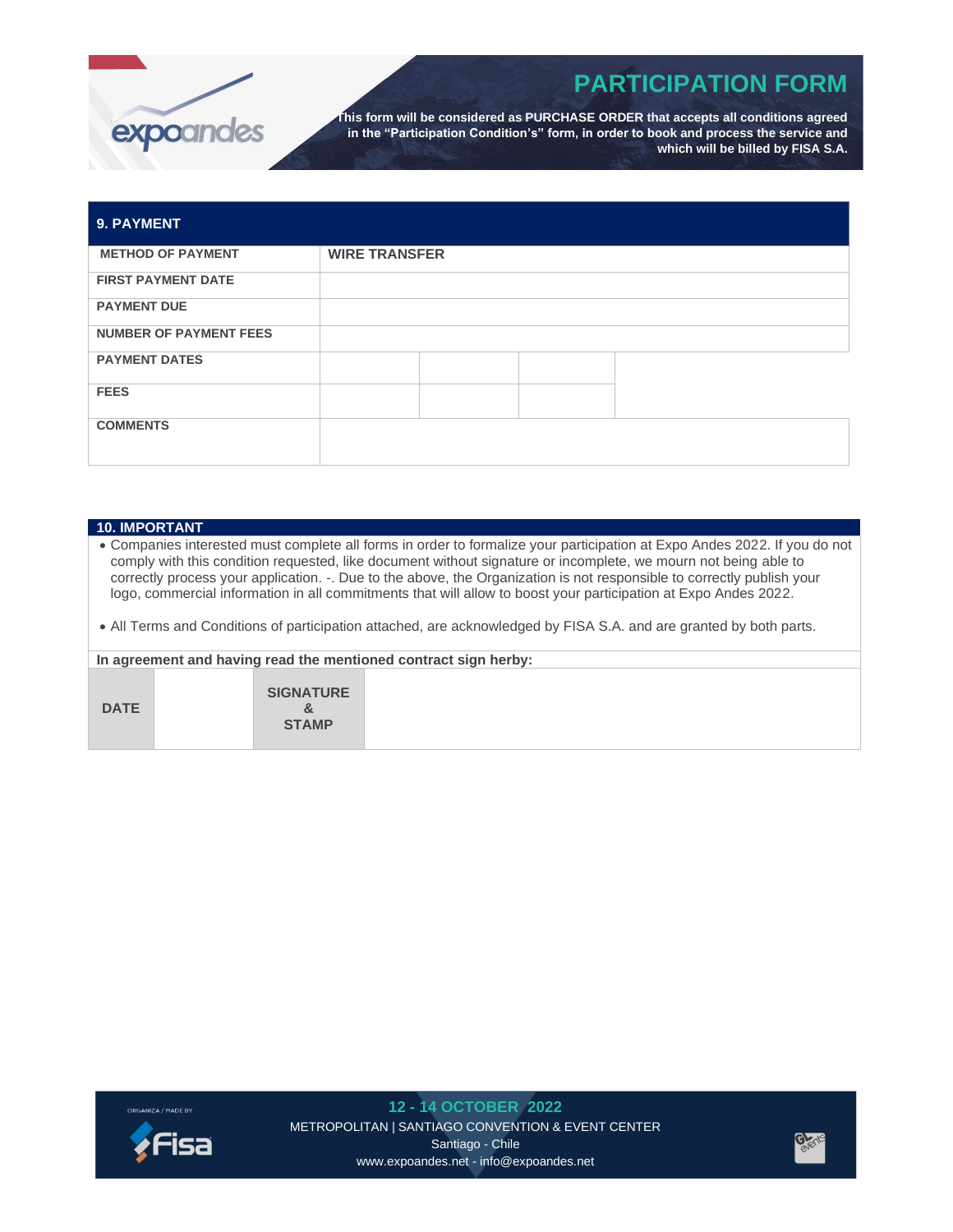# PARTICIPATION FORM

**This form will be considered as PURCHASE ORDER that accepts all conditions agreed in the "Participation Condition's" form, in order to book and process the service and which will be billed by FISA S.A.**

## 9. PAYMENT

| | | | | |
|---|---|---|---|---|
| **METHOD OF PAYMENT** | **WIRE TRANSFER** | | | |
| **FIRST PAYMENT DATE** | | | | |
| **PAYMENT DUE** | | | | |
| **NUMBER OF PAYMENT FEES** | | | | |
| **PAYMENT DATES** | | | | |
| **FEES** | | | | |
| **COMMENTS** | | | | |

## 10. IMPORTANT

- Companies interested must complete all forms in order to formalize your participation at Expo Andes 2022. If you do not comply with this condition requested, like document without signature or incomplete, we mourn not being able to correctly process your application. -. Due to the above, the Organization is not responsible to correctly publish your logo, commercial information in all commitments that will allow to boost your participation at Expo Andes 2022.
- All Terms and Conditions of participation attached, are acknowledged by FISA S.A. and are granted by both parts.

**In agreement and having read the mentioned contract sign herby:**

| | | | |
|---|---|---|---|
| **DATE** | | **SIGNATURE & STAMP** | |

**12 - 14 OCTOBER 2022**
METROPOLITAN | SANTIAGO CONVENTION & EVENT CENTER
Santiago - Chile
www.expoandes.net - info@expoandes.net